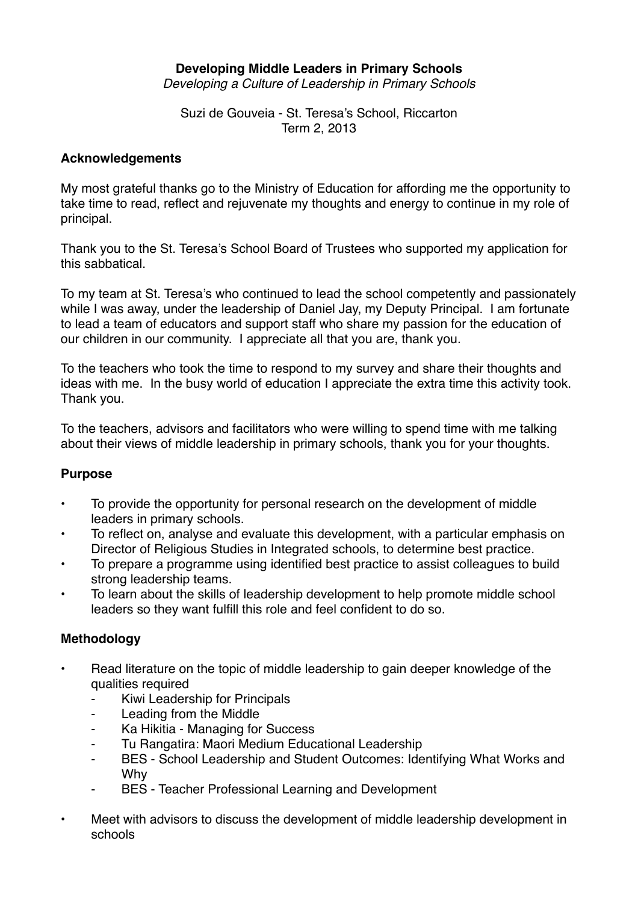# Developing Middle Leaders in Primary Schools

*Developing a Culture of Leadership in Primary Schools*

Suzi de Gouveia - St. Teresa's School, Riccarton
Term 2, 2013

## Acknowledgements

My most grateful thanks go to the Ministry of Education for affording me the opportunity to take time to read, reflect and rejuvenate my thoughts and energy to continue in my role of principal.

Thank you to the St. Teresa's School Board of Trustees who supported my application for this sabbatical.

To my team at St. Teresa's who continued to lead the school competently and passionately while I was away, under the leadership of Daniel Jay, my Deputy Principal. I am fortunate to lead a team of educators and support staff who share my passion for the education of our children in our community. I appreciate all that you are, thank you.

To the teachers who took the time to respond to my survey and share their thoughts and ideas with me. In the busy world of education I appreciate the extra time this activity took. Thank you.

To the teachers, advisors and facilitators who were willing to spend time with me talking about their views of middle leadership in primary schools, thank you for your thoughts.

## Purpose

- To provide the opportunity for personal research on the development of middle leaders in primary schools.
- To reflect on, analyse and evaluate this development, with a particular emphasis on Director of Religious Studies in Integrated schools, to determine best practice.
- To prepare a programme using identified best practice to assist colleagues to build strong leadership teams.
- To learn about the skills of leadership development to help promote middle school leaders so they want fulfill this role and feel confident to do so.

## Methodology

- Read literature on the topic of middle leadership to gain deeper knowledge of the qualities required
  - Kiwi Leadership for Principals
  - Leading from the Middle
  - Ka Hikitia - Managing for Success
  - Tu Rangatira: Maori Medium Educational Leadership
  - BES - School Leadership and Student Outcomes: Identifying What Works and Why
  - BES - Teacher Professional Learning and Development
- Meet with advisors to discuss the development of middle leadership development in schools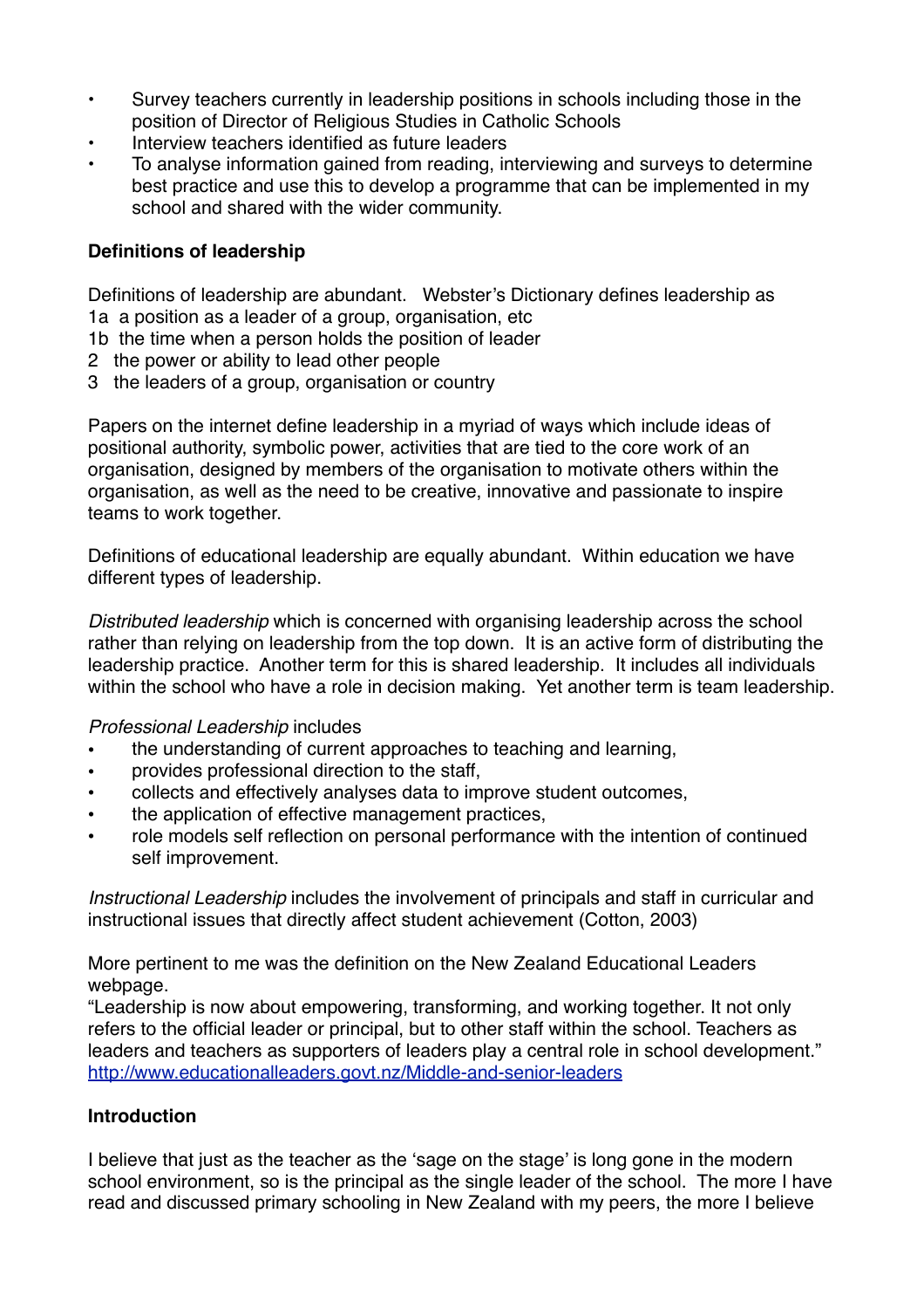- Survey teachers currently in leadership positions in schools including those in the position of Director of Religious Studies in Catholic Schools
- Interview teachers identified as future leaders
- To analyse information gained from reading, interviewing and surveys to determine best practice and use this to develop a programme that can be implemented in my school and shared with the wider community.

**Definitions of leadership**

Definitions of leadership are abundant. Webster's Dictionary defines leadership as
1a a position as a leader of a group, organisation, etc
1b the time when a person holds the position of leader
2 the power or ability to lead other people
3 the leaders of a group, organisation or country

Papers on the internet define leadership in a myriad of ways which include ideas of positional authority, symbolic power, activities that are tied to the core work of an organisation, designed by members of the organisation to motivate others within the organisation, as well as the need to be creative, innovative and passionate to inspire teams to work together.

Definitions of educational leadership are equally abundant. Within education we have different types of leadership.

*Distributed leadership* which is concerned with organising leadership across the school rather than relying on leadership from the top down. It is an active form of distributing the leadership practice. Another term for this is shared leadership. It includes all individuals within the school who have a role in decision making. Yet another term is team leadership.

*Professional Leadership* includes
- the understanding of current approaches to teaching and learning,
- provides professional direction to the staff,
- collects and effectively analyses data to improve student outcomes,
- the application of effective management practices,
- role models self reflection on personal performance with the intention of continued self improvement.

*Instructional Leadership* includes the involvement of principals and staff in curricular and instructional issues that directly affect student achievement (Cotton, 2003)

More pertinent to me was the definition on the New Zealand Educational Leaders webpage.
"Leadership is now about empowering, transforming, and working together. It not only refers to the official leader or principal, but to other staff within the school. Teachers as leaders and teachers as supporters of leaders play a central role in school development."
http://www.educationalleaders.govt.nz/Middle-and-senior-leaders

**Introduction**

I believe that just as the teacher as the 'sage on the stage' is long gone in the modern school environment, so is the principal as the single leader of the school. The more I have read and discussed primary schooling in New Zealand with my peers, the more I believe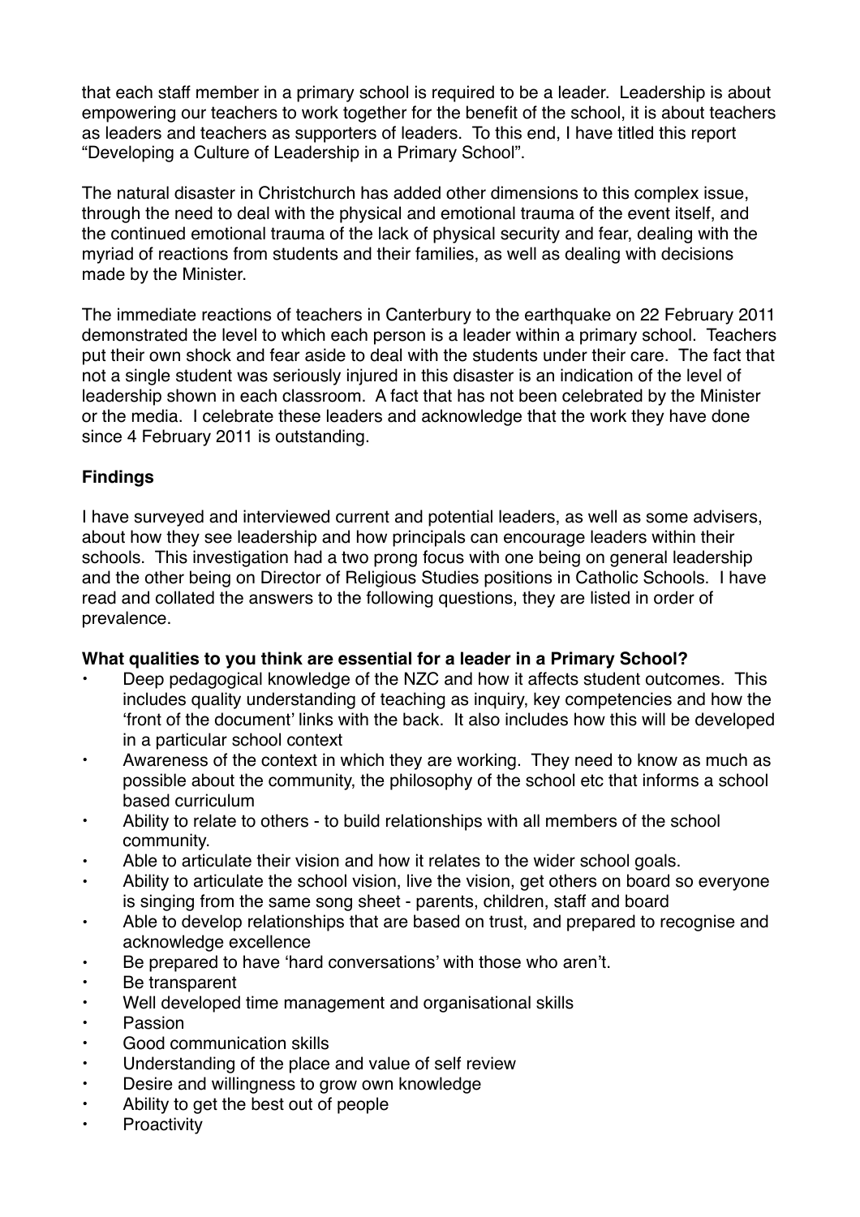that each staff member in a primary school is required to be a leader. Leadership is about empowering our teachers to work together for the benefit of the school, it is about teachers as leaders and teachers as supporters of leaders. To this end, I have titled this report "Developing a Culture of Leadership in a Primary School".

The natural disaster in Christchurch has added other dimensions to this complex issue, through the need to deal with the physical and emotional trauma of the event itself, and the continued emotional trauma of the lack of physical security and fear, dealing with the myriad of reactions from students and their families, as well as dealing with decisions made by the Minister.

The immediate reactions of teachers in Canterbury to the earthquake on 22 February 2011 demonstrated the level to which each person is a leader within a primary school. Teachers put their own shock and fear aside to deal with the students under their care. The fact that not a single student was seriously injured in this disaster is an indication of the level of leadership shown in each classroom. A fact that has not been celebrated by the Minister or the media. I celebrate these leaders and acknowledge that the work they have done since 4 February 2011 is outstanding.

## Findings

I have surveyed and interviewed current and potential leaders, as well as some advisers, about how they see leadership and how principals can encourage leaders within their schools. This investigation had a two prong focus with one being on general leadership and the other being on Director of Religious Studies positions in Catholic Schools. I have read and collated the answers to the following questions, they are listed in order of prevalence.

**What qualities to you think are essential for a leader in a Primary School?**

- Deep pedagogical knowledge of the NZC and how it affects student outcomes. This includes quality understanding of teaching as inquiry, key competencies and how the 'front of the document' links with the back. It also includes how this will be developed in a particular school context
- Awareness of the context in which they are working. They need to know as much as possible about the community, the philosophy of the school etc that informs a school based curriculum
- Ability to relate to others - to build relationships with all members of the school community.
- Able to articulate their vision and how it relates to the wider school goals.
- Ability to articulate the school vision, live the vision, get others on board so everyone is singing from the same song sheet - parents, children, staff and board
- Able to develop relationships that are based on trust, and prepared to recognise and acknowledge excellence
- Be prepared to have 'hard conversations' with those who aren't.
- Be transparent
- Well developed time management and organisational skills
- Passion
- Good communication skills
- Understanding of the place and value of self review
- Desire and willingness to grow own knowledge
- Ability to get the best out of people
- Proactivity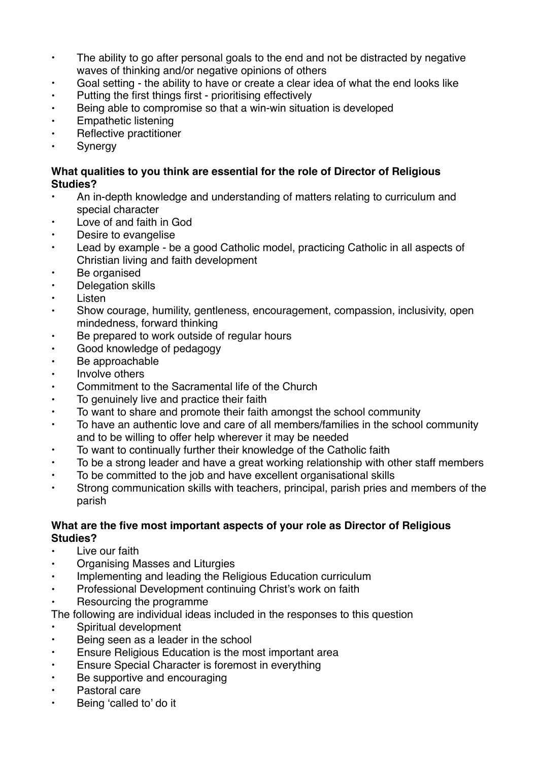- The ability to go after personal goals to the end and not be distracted by negative waves of thinking and/or negative opinions of others
- Goal setting - the ability to have or create a clear idea of what the end looks like
- Putting the first things first - prioritising effectively
- Being able to compromise so that a win-win situation is developed
- Empathetic listening
- Reflective practitioner
- Synergy

**What qualities to you think are essential for the role of Director of Religious Studies?**

- An in-depth knowledge and understanding of matters relating to curriculum and special character
- Love of and faith in God
- Desire to evangelise
- Lead by example - be a good Catholic model, practicing Catholic in all aspects of Christian living and faith development
- Be organised
- Delegation skills
- Listen
- Show courage, humility, gentleness, encouragement, compassion, inclusivity, open mindedness, forward thinking
- Be prepared to work outside of regular hours
- Good knowledge of pedagogy
- Be approachable
- Involve others
- Commitment to the Sacramental life of the Church
- To genuinely live and practice their faith
- To want to share and promote their faith amongst the school community
- To have an authentic love and care of all members/families in the school community and to be willing to offer help wherever it may be needed
- To want to continually further their knowledge of the Catholic faith
- To be a strong leader and have a great working relationship with other staff members
- To be committed to the job and have excellent organisational skills
- Strong communication skills with teachers, principal, parish pries and members of the parish

**What are the five most important aspects of your role as Director of Religious Studies?**

- Live our faith
- Organising Masses and Liturgies
- Implementing and leading the Religious Education curriculum
- Professional Development continuing Christ's work on faith
- Resourcing the programme

The following are individual ideas included in the responses to this question

- Spiritual development
- Being seen as a leader in the school
- Ensure Religious Education is the most important area
- Ensure Special Character is foremost in everything
- Be supportive and encouraging
- Pastoral care
- Being 'called to' do it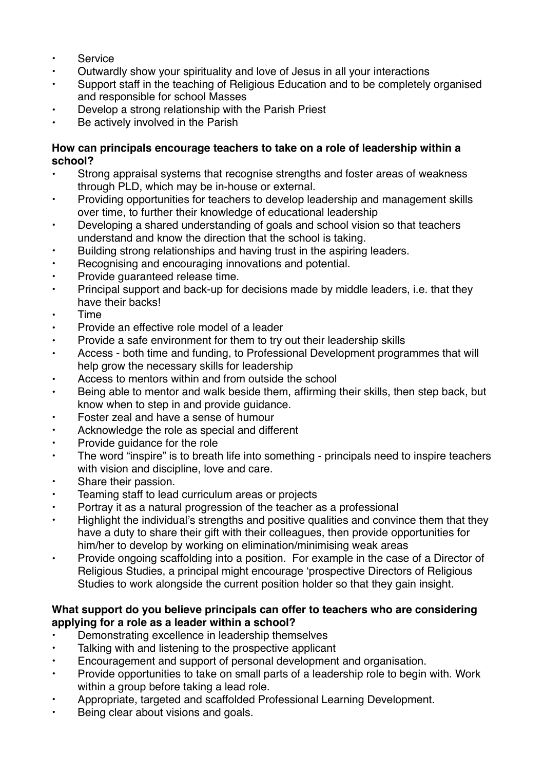- Service
- Outwardly show your spirituality and love of Jesus in all your interactions
- Support staff in the teaching of Religious Education and to be completely organised and responsible for school Masses
- Develop a strong relationship with the Parish Priest
- Be actively involved in the Parish

**How can principals encourage teachers to take on a role of leadership within a school?**

- Strong appraisal systems that recognise strengths and foster areas of weakness through PLD, which may be in-house or external.
- Providing opportunities for teachers to develop leadership and management skills over time, to further their knowledge of educational leadership
- Developing a shared understanding of goals and school vision so that teachers understand and know the direction that the school is taking.
- Building strong relationships and having trust in the aspiring leaders.
- Recognising and encouraging innovations and potential.
- Provide guaranteed release time.
- Principal support and back-up for decisions made by middle leaders, i.e. that they have their backs!
- Time
- Provide an effective role model of a leader
- Provide a safe environment for them to try out their leadership skills
- Access - both time and funding, to Professional Development programmes that will help grow the necessary skills for leadership
- Access to mentors within and from outside the school
- Being able to mentor and walk beside them, affirming their skills, then step back, but know when to step in and provide guidance.
- Foster zeal and have a sense of humour
- Acknowledge the role as special and different
- Provide guidance for the role
- The word "inspire" is to breath life into something - principals need to inspire teachers with vision and discipline, love and care.
- Share their passion.
- Teaming staff to lead curriculum areas or projects
- Portray it as a natural progression of the teacher as a professional
- Highlight the individual's strengths and positive qualities and convince them that they have a duty to share their gift with their colleagues, then provide opportunities for him/her to develop by working on elimination/minimising weak areas
- Provide ongoing scaffolding into a position. For example in the case of a Director of Religious Studies, a principal might encourage 'prospective Directors of Religious Studies to work alongside the current position holder so that they gain insight.

**What support do you believe principals can offer to teachers who are considering applying for a role as a leader within a school?**

- Demonstrating excellence in leadership themselves
- Talking with and listening to the prospective applicant
- Encouragement and support of personal development and organisation.
- Provide opportunities to take on small parts of a leadership role to begin with. Work within a group before taking a lead role.
- Appropriate, targeted and scaffolded Professional Learning Development.
- Being clear about visions and goals.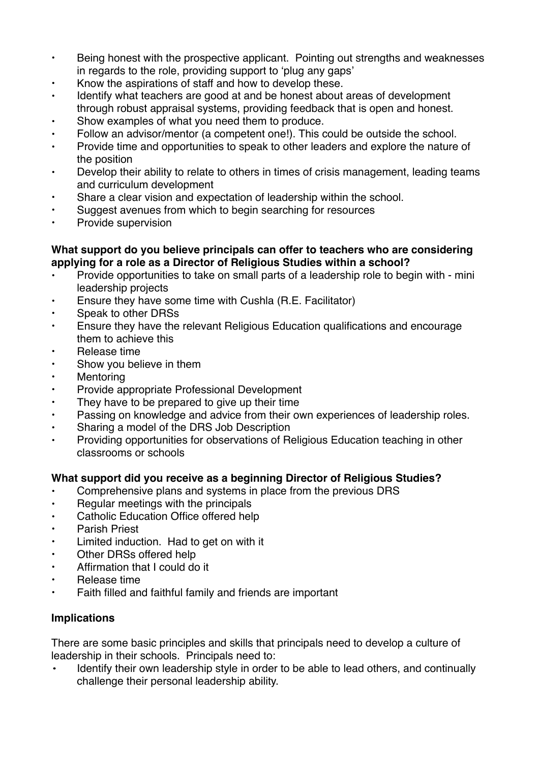- Being honest with the prospective applicant. Pointing out strengths and weaknesses in regards to the role, providing support to 'plug any gaps'
- Know the aspirations of staff and how to develop these.
- Identify what teachers are good at and be honest about areas of development through robust appraisal systems, providing feedback that is open and honest.
- Show examples of what you need them to produce.
- Follow an advisor/mentor (a competent one!). This could be outside the school.
- Provide time and opportunities to speak to other leaders and explore the nature of the position
- Develop their ability to relate to others in times of crisis management, leading teams and curriculum development
- Share a clear vision and expectation of leadership within the school.
- Suggest avenues from which to begin searching for resources
- Provide supervision

**What support do you believe principals can offer to teachers who are considering applying for a role as a Director of Religious Studies within a school?**

- Provide opportunities to take on small parts of a leadership role to begin with - mini leadership projects
- Ensure they have some time with Cushla (R.E. Facilitator)
- Speak to other DRSs
- Ensure they have the relevant Religious Education qualifications and encourage them to achieve this
- Release time
- Show you believe in them
- Mentoring
- Provide appropriate Professional Development
- They have to be prepared to give up their time
- Passing on knowledge and advice from their own experiences of leadership roles.
- Sharing a model of the DRS Job Description
- Providing opportunities for observations of Religious Education teaching in other classrooms or schools

**What support did you receive as a beginning Director of Religious Studies?**

- Comprehensive plans and systems in place from the previous DRS
- Regular meetings with the principals
- Catholic Education Office offered help
- Parish Priest
- Limited induction. Had to get on with it
- Other DRSs offered help
- Affirmation that I could do it
- Release time
- Faith filled and faithful family and friends are important

**Implications**

There are some basic principles and skills that principals need to develop a culture of leadership in their schools. Principals need to:

- Identify their own leadership style in order to be able to lead others, and continually challenge their personal leadership ability.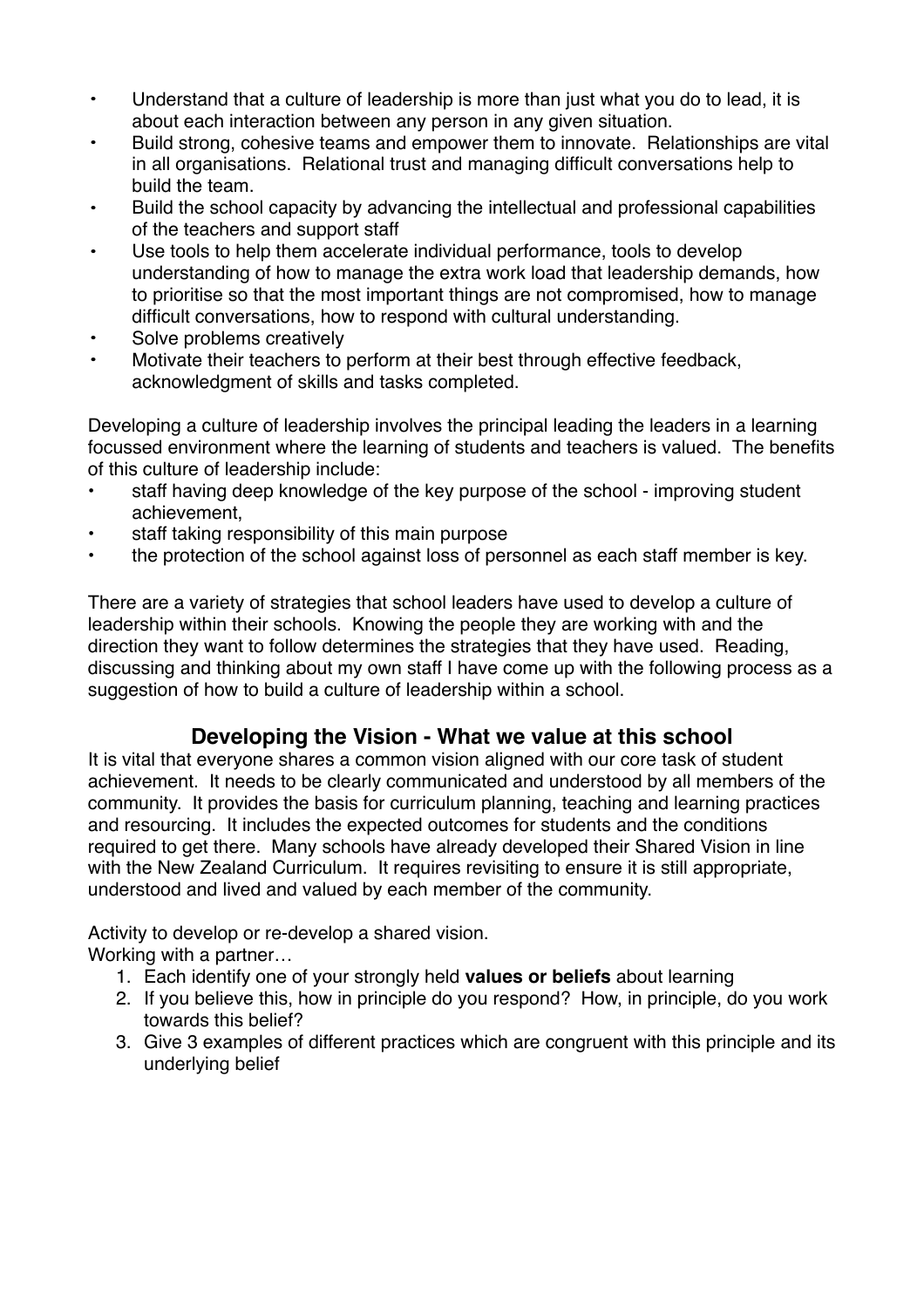- Understand that a culture of leadership is more than just what you do to lead, it is about each interaction between any person in any given situation.
- Build strong, cohesive teams and empower them to innovate. Relationships are vital in all organisations. Relational trust and managing difficult conversations help to build the team.
- Build the school capacity by advancing the intellectual and professional capabilities of the teachers and support staff
- Use tools to help them accelerate individual performance, tools to develop understanding of how to manage the extra work load that leadership demands, how to prioritise so that the most important things are not compromised, how to manage difficult conversations, how to respond with cultural understanding.
- Solve problems creatively
- Motivate their teachers to perform at their best through effective feedback, acknowledgment of skills and tasks completed.

Developing a culture of leadership involves the principal leading the leaders in a learning focussed environment where the learning of students and teachers is valued. The benefits of this culture of leadership include:

- staff having deep knowledge of the key purpose of the school - improving student achievement,
- staff taking responsibility of this main purpose
- the protection of the school against loss of personnel as each staff member is key.

There are a variety of strategies that school leaders have used to develop a culture of leadership within their schools. Knowing the people they are working with and the direction they want to follow determines the strategies that they have used. Reading, discussing and thinking about my own staff I have come up with the following process as a suggestion of how to build a culture of leadership within a school.

## Developing the Vision - What we value at this school

It is vital that everyone shares a common vision aligned with our core task of student achievement. It needs to be clearly communicated and understood by all members of the community. It provides the basis for curriculum planning, teaching and learning practices and resourcing. It includes the expected outcomes for students and the conditions required to get there. Many schools have already developed their Shared Vision in line with the New Zealand Curriculum. It requires revisiting to ensure it is still appropriate, understood and lived and valued by each member of the community.

Activity to develop or re-develop a shared vision.
Working with a partner…

1. Each identify one of your strongly held **values or beliefs** about learning
2. If you believe this, how in principle do you respond? How, in principle, do you work towards this belief?
3. Give 3 examples of different practices which are congruent with this principle and its underlying belief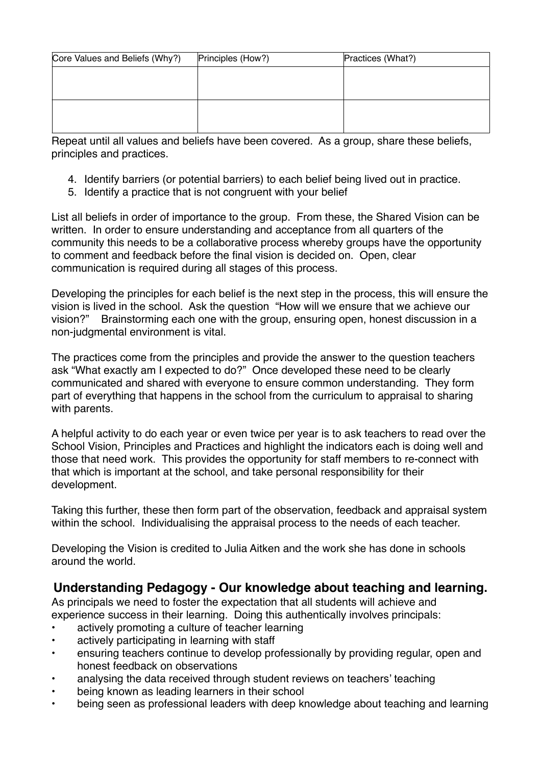| Core Values and Beliefs (Why?) | Principles (How?) | Practices (What?) |
|---|---|---|
| | | |
| | | |

Repeat until all values and beliefs have been covered. As a group, share these beliefs, principles and practices.

4. Identify barriers (or potential barriers) to each belief being lived out in practice.
5. Identify a practice that is not congruent with your belief

List all beliefs in order of importance to the group. From these, the Shared Vision can be written. In order to ensure understanding and acceptance from all quarters of the community this needs to be a collaborative process whereby groups have the opportunity to comment and feedback before the final vision is decided on. Open, clear communication is required during all stages of this process.

Developing the principles for each belief is the next step in the process, this will ensure the vision is lived in the school. Ask the question "How will we ensure that we achieve our vision?" Brainstorming each one with the group, ensuring open, honest discussion in a non-judgmental environment is vital.

The practices come from the principles and provide the answer to the question teachers ask "What exactly am I expected to do?" Once developed these need to be clearly communicated and shared with everyone to ensure common understanding. They form part of everything that happens in the school from the curriculum to appraisal to sharing with parents.

A helpful activity to do each year or even twice per year is to ask teachers to read over the School Vision, Principles and Practices and highlight the indicators each is doing well and those that need work. This provides the opportunity for staff members to re-connect with that which is important at the school, and take personal responsibility for their development.

Taking this further, these then form part of the observation, feedback and appraisal system within the school. Individualising the appraisal process to the needs of each teacher.

Developing the Vision is credited to Julia Aitken and the work she has done in schools around the world.

## Understanding Pedagogy - Our knowledge about teaching and learning.

As principals we need to foster the expectation that all students will achieve and experience success in their learning. Doing this authentically involves principals:

- actively promoting a culture of teacher learning
- actively participating in learning with staff
- ensuring teachers continue to develop professionally by providing regular, open and honest feedback on observations
- analysing the data received through student reviews on teachers' teaching
- being known as leading learners in their school
- being seen as professional leaders with deep knowledge about teaching and learning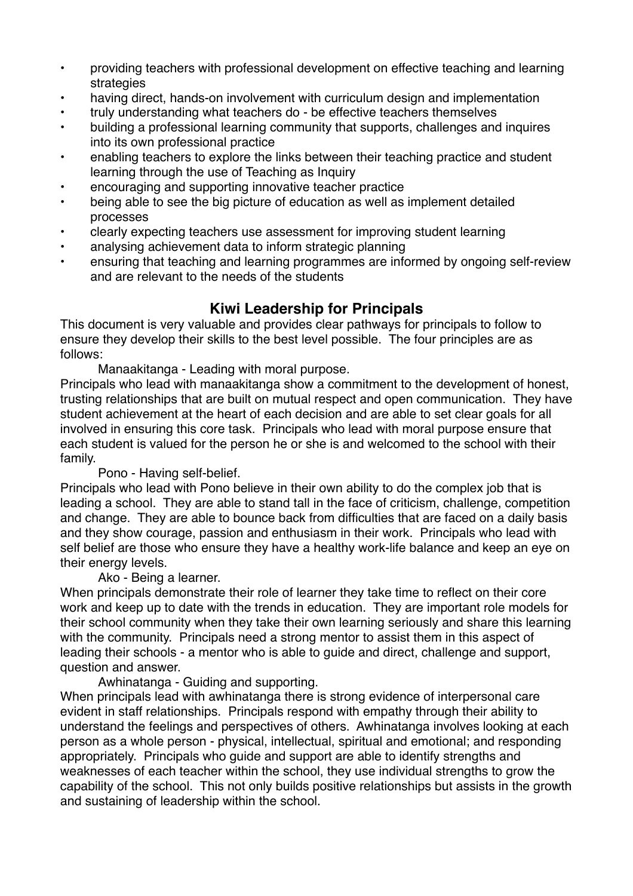- providing teachers with professional development on effective teaching and learning strategies
- having direct, hands-on involvement with curriculum design and implementation
- truly understanding what teachers do - be effective teachers themselves
- building a professional learning community that supports, challenges and inquires into its own professional practice
- enabling teachers to explore the links between their teaching practice and student learning through the use of Teaching as Inquiry
- encouraging and supporting innovative teacher practice
- being able to see the big picture of education as well as implement detailed processes
- clearly expecting teachers use assessment for improving student learning
- analysing achievement data to inform strategic planning
- ensuring that teaching and learning programmes are informed by ongoing self-review and are relevant to the needs of the students

## Kiwi Leadership for Principals

This document is very valuable and provides clear pathways for principals to follow to ensure they develop their skills to the best level possible. The four principles are as follows:

Manaakitanga - Leading with moral purpose.

Principals who lead with manaakitanga show a commitment to the development of honest, trusting relationships that are built on mutual respect and open communication. They have student achievement at the heart of each decision and are able to set clear goals for all involved in ensuring this core task. Principals who lead with moral purpose ensure that each student is valued for the person he or she is and welcomed to the school with their family.

Pono - Having self-belief.

Principals who lead with Pono believe in their own ability to do the complex job that is leading a school. They are able to stand tall in the face of criticism, challenge, competition and change. They are able to bounce back from difficulties that are faced on a daily basis and they show courage, passion and enthusiasm in their work. Principals who lead with self belief are those who ensure they have a healthy work-life balance and keep an eye on their energy levels.

Ako - Being a learner.

When principals demonstrate their role of learner they take time to reflect on their core work and keep up to date with the trends in education. They are important role models for their school community when they take their own learning seriously and share this learning with the community. Principals need a strong mentor to assist them in this aspect of leading their schools - a mentor who is able to guide and direct, challenge and support, question and answer.

Awhinatanga - Guiding and supporting.

When principals lead with awhinatanga there is strong evidence of interpersonal care evident in staff relationships. Principals respond with empathy through their ability to understand the feelings and perspectives of others. Awhinatanga involves looking at each person as a whole person - physical, intellectual, spiritual and emotional; and responding appropriately. Principals who guide and support are able to identify strengths and weaknesses of each teacher within the school, they use individual strengths to grow the capability of the school. This not only builds positive relationships but assists in the growth and sustaining of leadership within the school.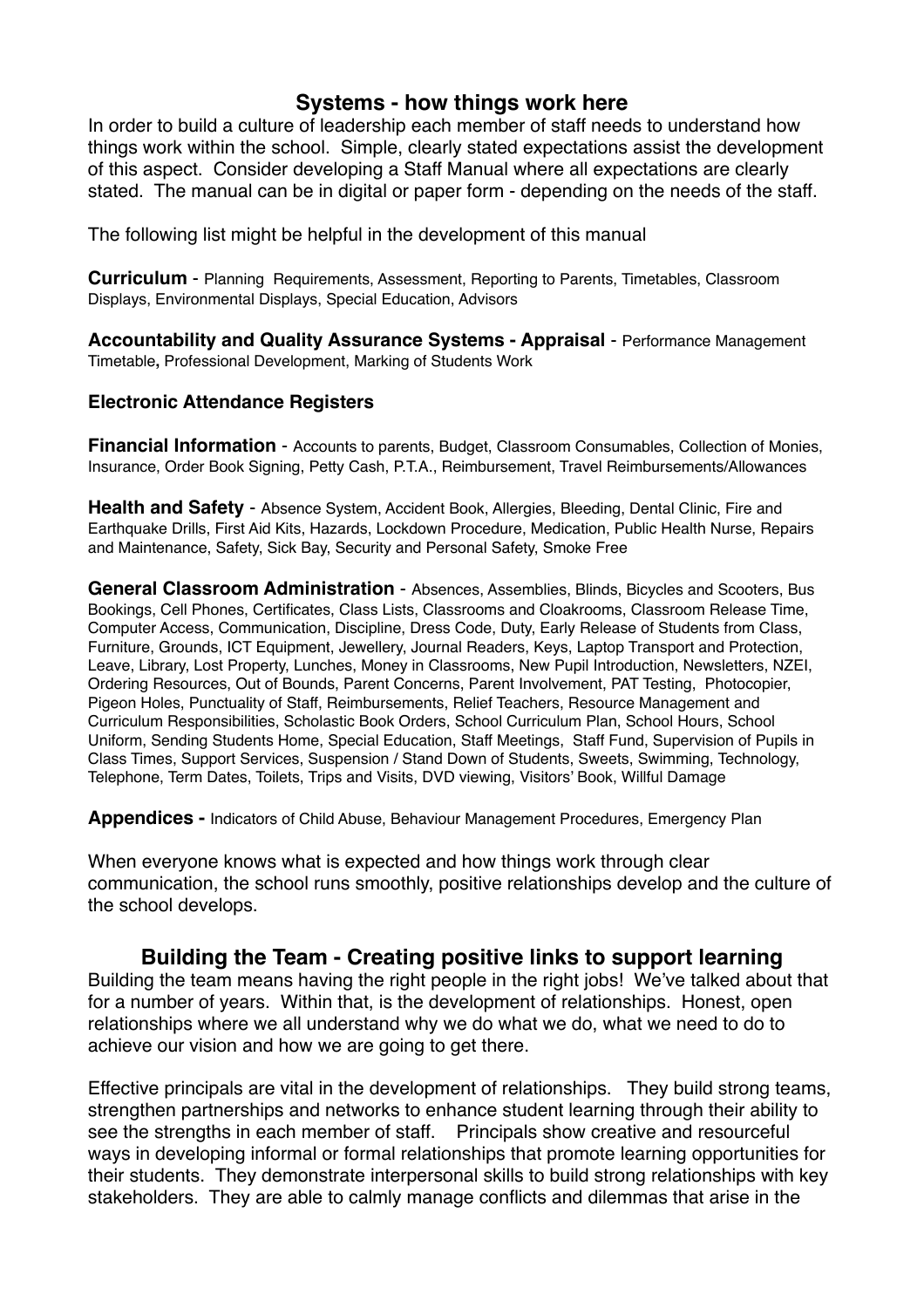## Systems - how things work here

In order to build a culture of leadership each member of staff needs to understand how things work within the school. Simple, clearly stated expectations assist the development of this aspect. Consider developing a Staff Manual where all expectations are clearly stated. The manual can be in digital or paper form - depending on the needs of the staff.

The following list might be helpful in the development of this manual

**Curriculum** - Planning Requirements, Assessment, Reporting to Parents, Timetables, Classroom Displays, Environmental Displays, Special Education, Advisors

**Accountability and Quality Assurance Systems - Appraisal** - Performance Management Timetable**,** Professional Development, Marking of Students Work

**Electronic Attendance Registers**

**Financial Information** - Accounts to parents, Budget, Classroom Consumables, Collection of Monies, Insurance, Order Book Signing, Petty Cash, P.T.A., Reimbursement, Travel Reimbursements/Allowances

**Health and Safety** - Absence System, Accident Book, Allergies, Bleeding, Dental Clinic, Fire and Earthquake Drills, First Aid Kits, Hazards, Lockdown Procedure, Medication, Public Health Nurse, Repairs and Maintenance, Safety, Sick Bay, Security and Personal Safety, Smoke Free

**General Classroom Administration** - Absences, Assemblies, Blinds, Bicycles and Scooters, Bus Bookings, Cell Phones, Certificates, Class Lists, Classrooms and Cloakrooms, Classroom Release Time, Computer Access, Communication, Discipline, Dress Code, Duty, Early Release of Students from Class, Furniture, Grounds, ICT Equipment, Jewellery, Journal Readers, Keys, Laptop Transport and Protection, Leave, Library, Lost Property, Lunches, Money in Classrooms, New Pupil Introduction, Newsletters, NZEI, Ordering Resources, Out of Bounds, Parent Concerns, Parent Involvement, PAT Testing, Photocopier, Pigeon Holes, Punctuality of Staff, Reimbursements, Relief Teachers, Resource Management and Curriculum Responsibilities, Scholastic Book Orders, School Curriculum Plan, School Hours, School Uniform, Sending Students Home, Special Education, Staff Meetings, Staff Fund, Supervision of Pupils in Class Times, Support Services, Suspension / Stand Down of Students, Sweets, Swimming, Technology, Telephone, Term Dates, Toilets, Trips and Visits, DVD viewing, Visitors' Book, Willful Damage

**Appendices -** Indicators of Child Abuse, Behaviour Management Procedures, Emergency Plan

When everyone knows what is expected and how things work through clear communication, the school runs smoothly, positive relationships develop and the culture of the school develops.

## Building the Team - Creating positive links to support learning

Building the team means having the right people in the right jobs! We've talked about that for a number of years. Within that, is the development of relationships. Honest, open relationships where we all understand why we do what we do, what we need to do to achieve our vision and how we are going to get there.

Effective principals are vital in the development of relationships. They build strong teams, strengthen partnerships and networks to enhance student learning through their ability to see the strengths in each member of staff. Principals show creative and resourceful ways in developing informal or formal relationships that promote learning opportunities for their students. They demonstrate interpersonal skills to build strong relationships with key stakeholders. They are able to calmly manage conflicts and dilemmas that arise in the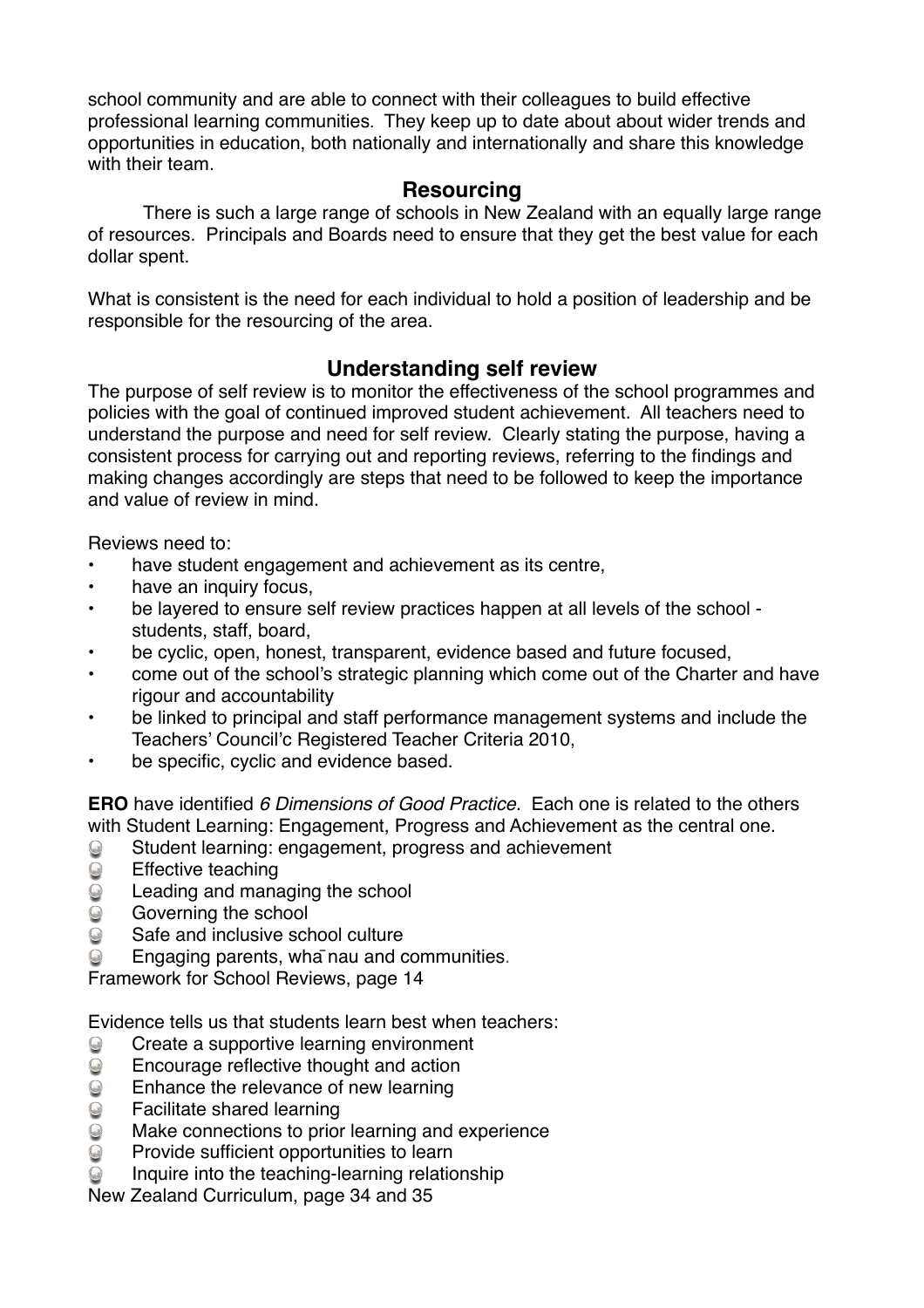school community and are able to connect with their colleagues to build effective professional learning communities. They keep up to date about about wider trends and opportunities in education, both nationally and internationally and share this knowledge with their team.

## Resourcing

There is such a large range of schools in New Zealand with an equally large range of resources. Principals and Boards need to ensure that they get the best value for each dollar spent.

What is consistent is the need for each individual to hold a position of leadership and be responsible for the resourcing of the area.

## Understanding self review

The purpose of self review is to monitor the effectiveness of the school programmes and policies with the goal of continued improved student achievement. All teachers need to understand the purpose and need for self review. Clearly stating the purpose, having a consistent process for carrying out and reporting reviews, referring to the findings and making changes accordingly are steps that need to be followed to keep the importance and value of review in mind.

Reviews need to:

- have student engagement and achievement as its centre,
- have an inquiry focus,
- be layered to ensure self review practices happen at all levels of the school - students, staff, board,
- be cyclic, open, honest, transparent, evidence based and future focused,
- come out of the school's strategic planning which come out of the Charter and have rigour and accountability
- be linked to principal and staff performance management systems and include the Teachers' Council'c Registered Teacher Criteria 2010,
- be specific, cyclic and evidence based.

**ERO** have identified *6 Dimensions of Good Practice.* Each one is related to the others with Student Learning: Engagement, Progress and Achievement as the central one.

- Student learning: engagement, progress and achievement
- Effective teaching
- Leading and managing the school
- Governing the school
- Safe and inclusive school culture
- Engaging parents, whānau and communities.

Framework for School Reviews, page 14

Evidence tells us that students learn best when teachers:

- Create a supportive learning environment
- Encourage reflective thought and action
- Enhance the relevance of new learning
- Facilitate shared learning
- Make connections to prior learning and experience
- Provide sufficient opportunities to learn
- Inquire into the teaching-learning relationship

New Zealand Curriculum, page 34 and 35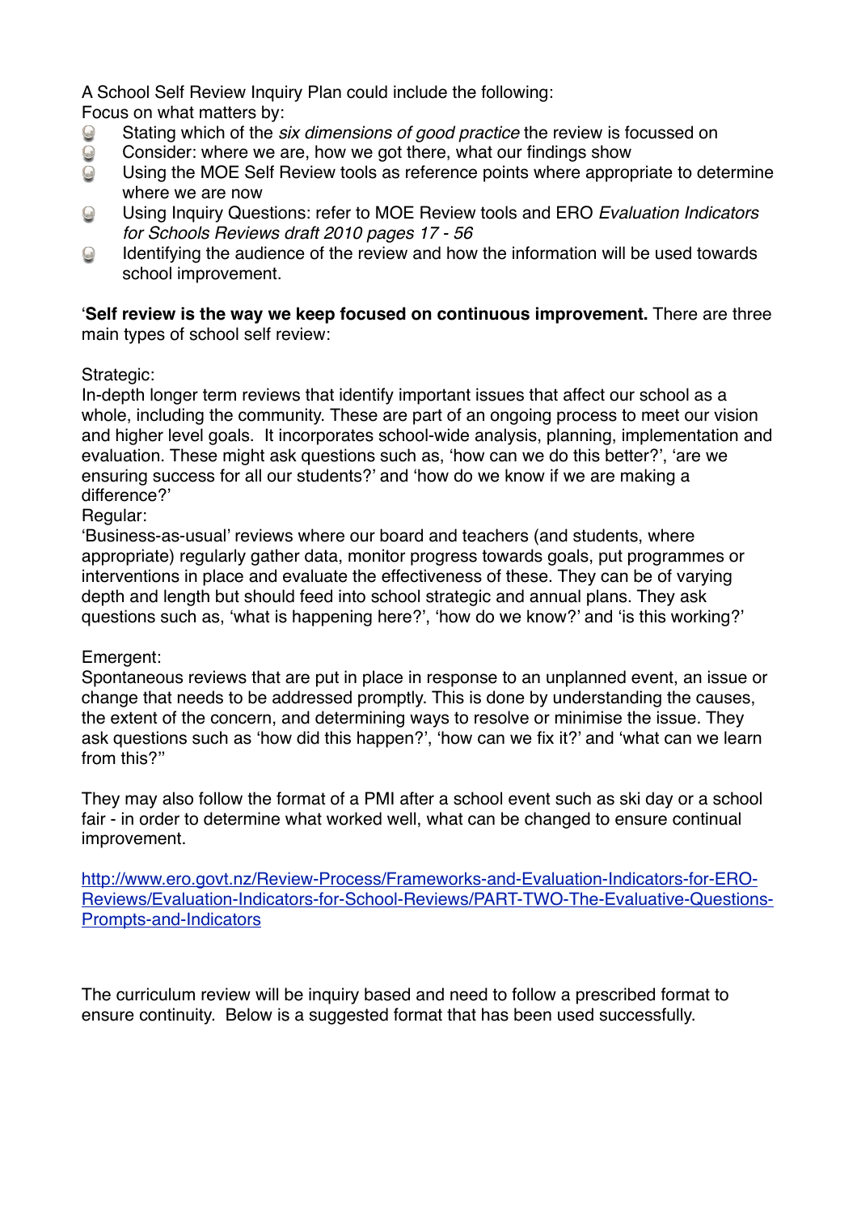A School Self Review Inquiry Plan could include the following:
Focus on what matters by:

- Stating which of the *six dimensions of good practice* the review is focussed on
- Consider: where we are, how we got there, what our findings show
- Using the MOE Self Review tools as reference points where appropriate to determine where we are now
- Using Inquiry Questions: refer to MOE Review tools and ERO *Evaluation Indicators for Schools Reviews draft 2010 pages 17 - 56*
- Identifying the audience of the review and how the information will be used towards school improvement.

'**Self review is the way we keep focused on continuous improvement.** There are three main types of school self review:

Strategic:
In-depth longer term reviews that identify important issues that affect our school as a whole, including the community. These are part of an ongoing process to meet our vision and higher level goals. It incorporates school-wide analysis, planning, implementation and evaluation. These might ask questions such as, 'how can we do this better?', 'are we ensuring success for all our students?' and 'how do we know if we are making a difference?'
Regular:
'Business-as-usual' reviews where our board and teachers (and students, where appropriate) regularly gather data, monitor progress towards goals, put programmes or interventions in place and evaluate the effectiveness of these. They can be of varying depth and length but should feed into school strategic and annual plans. They ask questions such as, 'what is happening here?', 'how do we know?' and 'is this working?'

Emergent:
Spontaneous reviews that are put in place in response to an unplanned event, an issue or change that needs to be addressed promptly. This is done by understanding the causes, the extent of the concern, and determining ways to resolve or minimise the issue. They ask questions such as 'how did this happen?', 'how can we fix it?' and 'what can we learn from this?''

They may also follow the format of a PMI after a school event such as ski day or a school fair - in order to determine what worked well, what can be changed to ensure continual improvement.

[http://www.ero.govt.nz/Review-Process/Frameworks-and-Evaluation-Indicators-for-ERO-Reviews/Evaluation-Indicators-for-School-Reviews/PART-TWO-The-Evaluative-Questions-Prompts-and-Indicators](http://www.ero.govt.nz/Review-Process/Frameworks-and-Evaluation-Indicators-for-ERO-Reviews/Evaluation-Indicators-for-School-Reviews/PART-TWO-The-Evaluative-Questions-Prompts-and-Indicators)

The curriculum review will be inquiry based and need to follow a prescribed format to ensure continuity. Below is a suggested format that has been used successfully.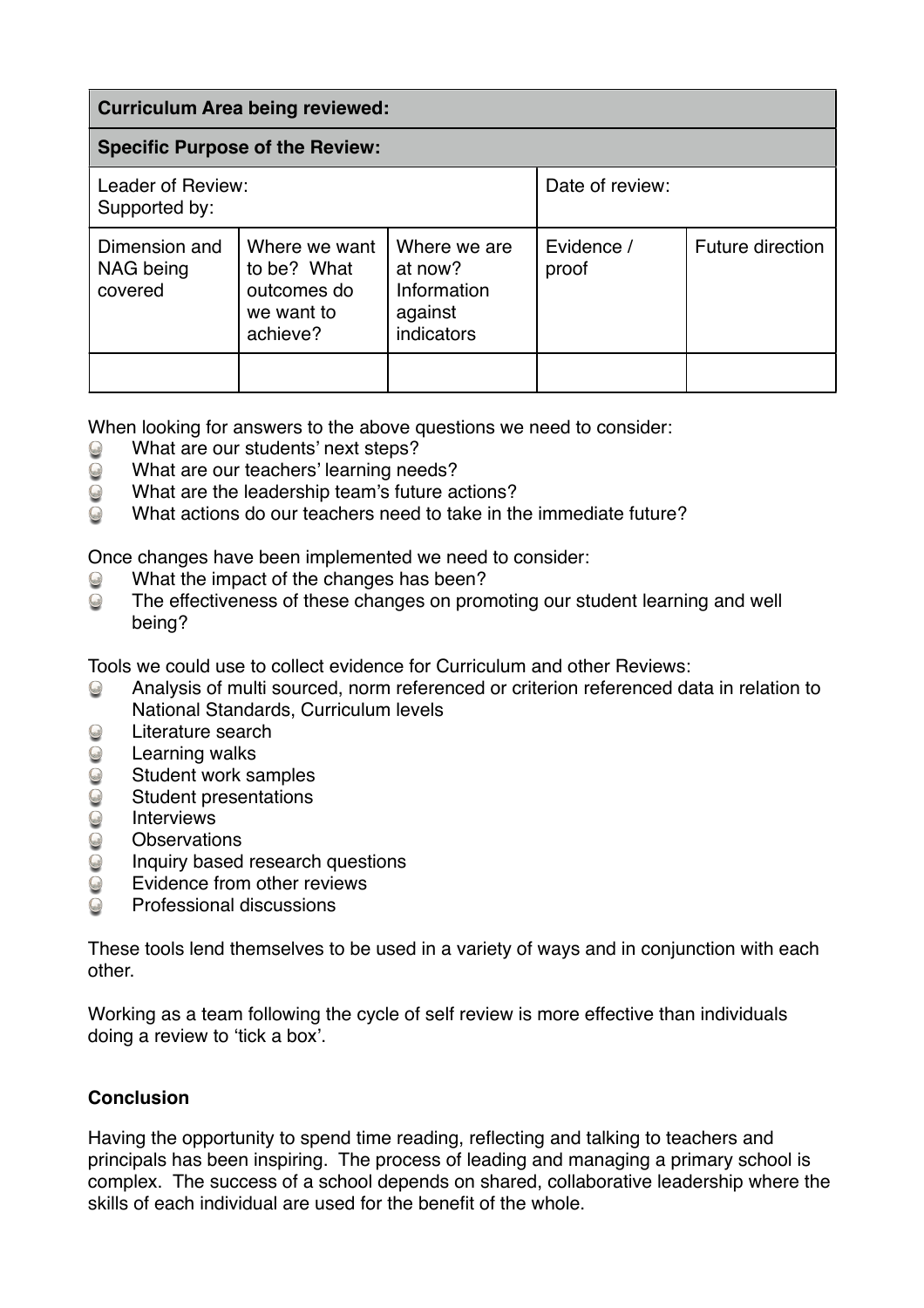| **Curriculum Area being reviewed:** | | | | |
|---|---|---|---|---|
| **Specific Purpose of the Review:** | | | | |
| Leader of Review:<br>Supported by: | | | Date of review: | |
| Dimension and NAG being covered | Where we want to be? What outcomes do we want to achieve? | Where we are at now? Information against indicators | Evidence / proof | Future direction |
| | | | | |

When looking for answers to the above questions we need to consider:

- What are our students' next steps?
- What are our teachers' learning needs?
- What are the leadership team's future actions?
- What actions do our teachers need to take in the immediate future?

Once changes have been implemented we need to consider:

- What the impact of the changes has been?
- The effectiveness of these changes on promoting our student learning and well being?

Tools we could use to collect evidence for Curriculum and other Reviews:

- Analysis of multi sourced, norm referenced or criterion referenced data in relation to National Standards, Curriculum levels
- Literature search
- Learning walks
- Student work samples
- Student presentations
- Interviews
- Observations
- Inquiry based research questions
- Evidence from other reviews
- Professional discussions

These tools lend themselves to be used in a variety of ways and in conjunction with each other.

Working as a team following the cycle of self review is more effective than individuals doing a review to 'tick a box'.

**Conclusion**

Having the opportunity to spend time reading, reflecting and talking to teachers and principals has been inspiring. The process of leading and managing a primary school is complex. The success of a school depends on shared, collaborative leadership where the skills of each individual are used for the benefit of the whole.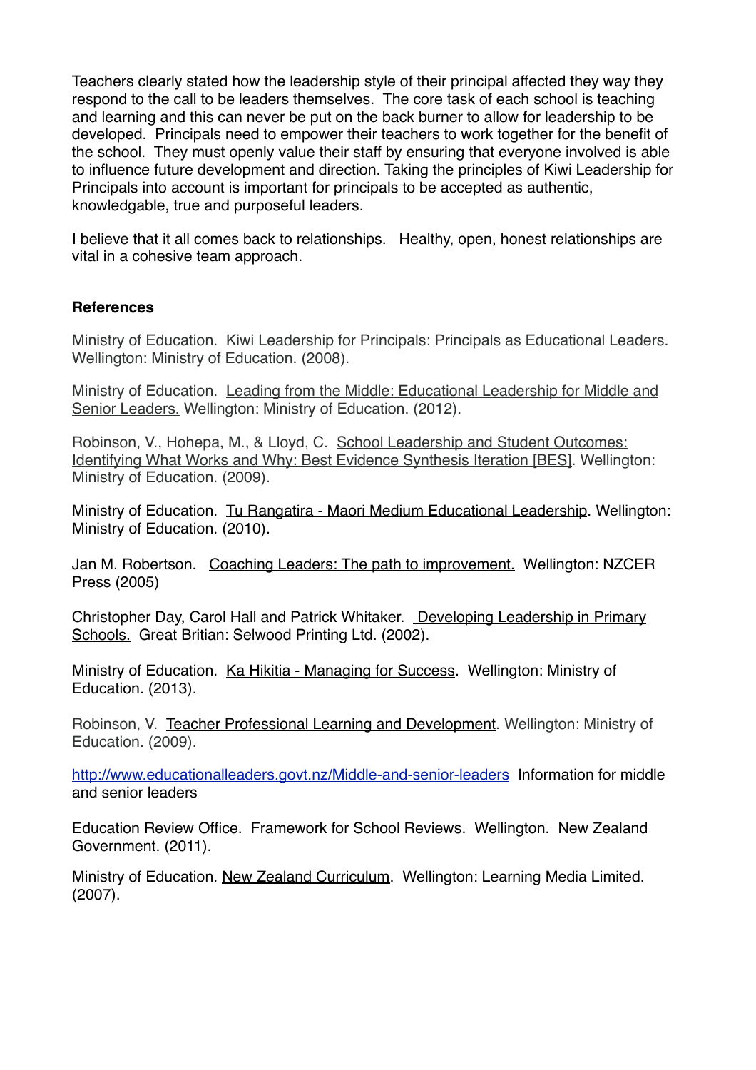Teachers clearly stated how the leadership style of their principal affected they way they respond to the call to be leaders themselves. The core task of each school is teaching and learning and this can never be put on the back burner to allow for leadership to be developed. Principals need to empower their teachers to work together for the benefit of the school. They must openly value their staff by ensuring that everyone involved is able to influence future development and direction. Taking the principles of Kiwi Leadership for Principals into account is important for principals to be accepted as authentic, knowledgable, true and purposeful leaders.

I believe that it all comes back to relationships. Healthy, open, honest relationships are vital in a cohesive team approach.

**References**

Ministry of Education. Kiwi Leadership for Principals: Principals as Educational Leaders. Wellington: Ministry of Education. (2008).

Ministry of Education. Leading from the Middle: Educational Leadership for Middle and Senior Leaders. Wellington: Ministry of Education. (2012).

Robinson, V., Hohepa, M., & Lloyd, C. School Leadership and Student Outcomes: Identifying What Works and Why: Best Evidence Synthesis Iteration [BES]. Wellington: Ministry of Education. (2009).

Ministry of Education. Tu Rangatira - Maori Medium Educational Leadership. Wellington: Ministry of Education. (2010).

Jan M. Robertson. Coaching Leaders: The path to improvement. Wellington: NZCER Press (2005)

Christopher Day, Carol Hall and Patrick Whitaker. Developing Leadership in Primary Schools. Great Britian: Selwood Printing Ltd. (2002).

Ministry of Education. Ka Hikitia - Managing for Success. Wellington: Ministry of Education. (2013).

Robinson, V. Teacher Professional Learning and Development. Wellington: Ministry of Education. (2009).

http://www.educationalleaders.govt.nz/Middle-and-senior-leaders Information for middle and senior leaders

Education Review Office. Framework for School Reviews. Wellington. New Zealand Government. (2011).

Ministry of Education. New Zealand Curriculum. Wellington: Learning Media Limited. (2007).